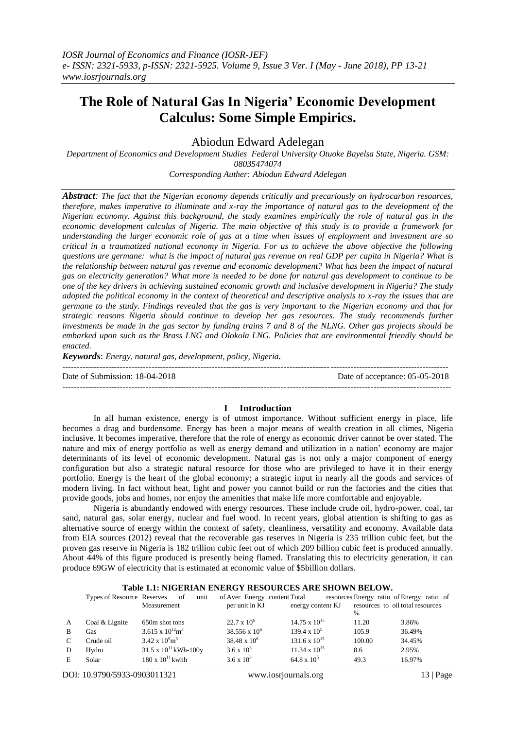# The Role of Natural Gas In Nigeria' Economic Development Calculus: Some Simple Empirics.

Abiodun Edward Adelegan

*Department of Economics and Development Studies Federal University Otuoke Bayelsa State, Nigeria. GSM: 08035474074*

*Corresponding Auther: Abiodun Edward Adelegan*

***Abstract**: The fact that the Nigerian economy depends critically and precariously on hydrocarbon resources, therefore, makes imperative to illuminate and x-ray the importance of natural gas to the development of the Nigerian economy. Against this background, the study examines empirically the role of natural gas in the economic development calculus of Nigeria. The main objective of this study is to provide a framework for understanding the larger economic role of gas at a time when issues of employment and investment are so critical in a traumatized national economy in Nigeria. For us to achieve the above objective the following questions are germane: what is the impact of natural gas revenue on real GDP per capita in Nigeria? What is the relationship between natural gas revenue and economic development? What has been the impact of natural gas on electricity generation? What more is needed to be done for natural gas development to continue to be one of the key drivers in achieving sustained economic growth and inclusive development in Nigeria? The study adopted the political economy in the context of theoretical and descriptive analysis to x-ray the issues that are germane to the study. Findings revealed that the gas is very important to the Nigerian economy and that for strategic reasons Nigeria should continue to develop her gas resources. The study recommends further investments be made in the gas sector by funding trains 7 and 8 of the NLNG. Other gas projects should be embarked upon such as the Brass LNG and Olokola LNG. Policies that are environmental friendly should be enacted.*

***Keywords**: Energy, natural gas, development, policy, Nigeria.*

Date of Submission: 18-04-2018 Date of acceptance: 05-05-2018

## I Introduction

In all human existence, energy is of utmost importance. Without sufficient energy in place, life becomes a drag and burdensome. Energy has been a major means of wealth creation in all climes, Nigeria inclusive. It becomes imperative, therefore that the role of energy as economic driver cannot be over stated. The nature and mix of energy portfolio as well as energy demand and utilization in a nation' economy are major determinants of its level of economic development. Natural gas is not only a major component of energy configuration but also a strategic natural resource for those who are privileged to have it in their energy portfolio. Energy is the heart of the global economy; a strategic input in nearly all the goods and services of modern living. In fact without heat, light and power you cannot build or run the factories and the cities that provide goods, jobs and homes, nor enjoy the amenities that make life more comfortable and enjoyable.

Nigeria is abundantly endowed with energy resources. These include crude oil, hydro-power, coal, tar sand, natural gas, solar energy, nuclear and fuel wood. In recent years, global attention is shifting to gas as alternative source of energy within the context of safety, cleanliness, versatility and economy. Available data from EIA sources (2012) reveal that the recoverable gas reserves in Nigeria is 235 trillion cubic feet, but the proven gas reserve in Nigeria is 182 trillion cubic feet out of which 209 billion cubic feet is produced annually. About 44% of this figure produced is presently being flamed. Translating this to electricity generation, it can produce 69GW of electricity that is estimated at economic value of \$5billion dollars.

**Table 1.1: NIGERIAN ENERGY RESOURCES ARE SHOWN BELOW.**

| | Types of Resource | Reserves of unit Measurement | Aver Energy content per unit in KJ | Total resources energy content KJ | Energy ratio of resources to oil % | Energy ratio of total resources |
|---|---|---|---|---|---|---|
| A | Coal & Lignite | 650m shot tons | $22.7 \times 10^6$ | $14.75 \times 10^{15}$ | 11.20 | 3.86% |
| B | Gas | $3.615 \times 10^{12}m^3$ | $38.556 \times 10^6$ | $139.4 \times 10^5$ | 105.9 | 36.49% |
| C | Crude oil | $3.42 \times 10^9m^3$ | $38.48 \times 10^6$ | $131.6 \times 10^{15}$ | 100.00 | 34.45% |
| D | Hydro | $31.5 \times 10^{11}$ kWh-100y | $3.6 \times 10^3$ | $11.34 \times 10^{15}$ | 8.6 | 2.95% |
| E | Solar | $180 \times 10^{11}$ kwhh | $3.6 \times 10^3$ | $64.8 \times 10^5$ | 49.3 | 16.97% |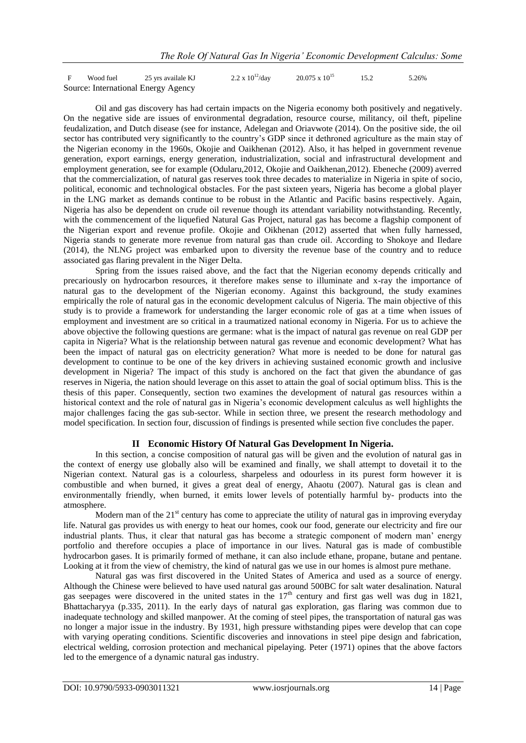| F | Wood fuel | 25 yrs availale KJ | $2.2 \times 10^{12}$/day | $20.075 \times 10^{15}$ | 15.2 | 5.26% |
|---|---|---|---|---|---|---|

Source: International Energy Agency

Oil and gas discovery has had certain impacts on the Nigeria economy both positively and negatively. On the negative side are issues of environmental degradation, resource course, militancy, oil theft, pipeline feudalization, and Dutch disease (see for instance, Adelegan and Oriavwote (2014). On the positive side, the oil sector has contributed very significantly to the country's GDP since it dethroned agriculture as the main stay of the Nigerian economy in the 1960s, Okojie and Oaikhenan (2012). Also, it has helped in government revenue generation, export earnings, energy generation, industrialization, social and infrastructural development and employment generation, see for example (Odularu,2012, Okojie and Oaikhenan,2012). Ebeneche (2009) averred that the commercialization, of natural gas reserves took three decades to materialize in Nigeria in spite of socio, political, economic and technological obstacles. For the past sixteen years, Nigeria has become a global player in the LNG market as demands continue to be robust in the Atlantic and Pacific basins respectively. Again, Nigeria has also be dependent on crude oil revenue though its attendant variability notwithstanding. Recently, with the commencement of the liquefied Natural Gas Project, natural gas has become a flagship component of the Nigerian export and revenue profile. Okojie and Oikhenan (2012) asserted that when fully harnessed, Nigeria stands to generate more revenue from natural gas than crude oil. According to Shokoye and Iledare (2014), the NLNG project was embarked upon to diversity the revenue base of the country and to reduce associated gas flaring prevalent in the Niger Delta.

Spring from the issues raised above, and the fact that the Nigerian economy depends critically and precariously on hydrocarbon resources, it therefore makes sense to illuminate and x-ray the importance of natural gas to the development of the Nigerian economy. Against this background, the study examines empirically the role of natural gas in the economic development calculus of Nigeria. The main objective of this study is to provide a framework for understanding the larger economic role of gas at a time when issues of employment and investment are so critical in a traumatized national economy in Nigeria. For us to achieve the above objective the following questions are germane: what is the impact of natural gas revenue on real GDP per capita in Nigeria? What is the relationship between natural gas revenue and economic development? What has been the impact of natural gas on electricity generation? What more is needed to be done for natural gas development to continue to be one of the key drivers in achieving sustained economic growth and inclusive development in Nigeria? The impact of this study is anchored on the fact that given the abundance of gas reserves in Nigeria, the nation should leverage on this asset to attain the goal of social optimum bliss. This is the thesis of this paper. Consequently, section two examines the development of natural gas resources within a historical context and the role of natural gas in Nigeria's economic development calculus as well highlights the major challenges facing the gas sub-sector. While in section three, we present the research methodology and model specification. In section four, discussion of findings is presented while section five concludes the paper.

## II Economic History Of Natural Gas Development In Nigeria.

In this section, a concise composition of natural gas will be given and the evolution of natural gas in the context of energy use globally also will be examined and finally, we shall attempt to dovetail it to the Nigerian context. Natural gas is a colourless, sharpeless and odourless in its purest form however it is combustible and when burned, it gives a great deal of energy, Ahaotu (2007). Natural gas is clean and environmentally friendly, when burned, it emits lower levels of potentially harmful by- products into the atmosphere.

Modern man of the 21st century has come to appreciate the utility of natural gas in improving everyday life. Natural gas provides us with energy to heat our homes, cook our food, generate our electricity and fire our industrial plants. Thus, it clear that natural gas has become a strategic component of modern man' energy portfolio and therefore occupies a place of importance in our lives. Natural gas is made of combustible hydrocarbon gases. It is primarily formed of methane, it can also include ethane, propane, butane and pentane. Looking at it from the view of chemistry, the kind of natural gas we use in our homes is almost pure methane.

Natural gas was first discovered in the United States of America and used as a source of energy. Although the Chinese were believed to have used natural gas around 500BC for salt water desalination. Natural gas seepages were discovered in the united states in the 17th century and first gas well was dug in 1821, Bhattacharyya (p.335, 2011). In the early days of natural gas exploration, gas flaring was common due to inadequate technology and skilled manpower. At the coming of steel pipes, the transportation of natural gas was no longer a major issue in the industry. By 1931, high pressure withstanding pipes were develop that can cope with varying operating conditions. Scientific discoveries and innovations in steel pipe design and fabrication, electrical welding, corrosion protection and mechanical pipelaying. Peter (1971) opines that the above factors led to the emergence of a dynamic natural gas industry.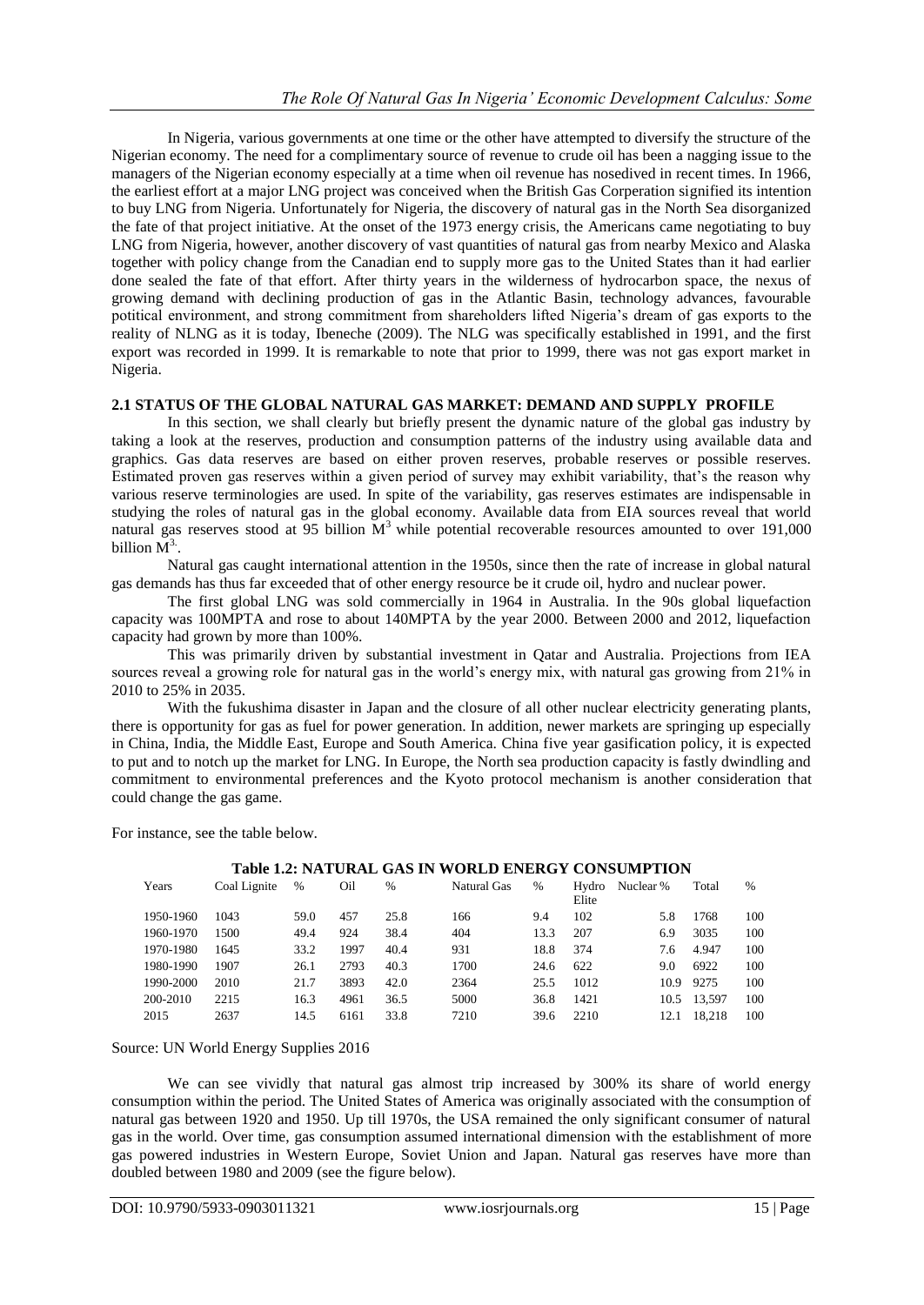In Nigeria, various governments at one time or the other have attempted to diversify the structure of the Nigerian economy. The need for a complimentary source of revenue to crude oil has been a nagging issue to the managers of the Nigerian economy especially at a time when oil revenue has nosedived in recent times. In 1966, the earliest effort at a major LNG project was conceived when the British Gas Corperation signified its intention to buy LNG from Nigeria. Unfortunately for Nigeria, the discovery of natural gas in the North Sea disorganized the fate of that project initiative. At the onset of the 1973 energy crisis, the Americans came negotiating to buy LNG from Nigeria, however, another discovery of vast quantities of natural gas from nearby Mexico and Alaska together with policy change from the Canadian end to supply more gas to the United States than it had earlier done sealed the fate of that effort. After thirty years in the wilderness of hydrocarbon space, the nexus of growing demand with declining production of gas in the Atlantic Basin, technology advances, favourable potitical environment, and strong commitment from shareholders lifted Nigeria's dream of gas exports to the reality of NLNG as it is today, Ibeneche (2009). The NLG was specifically established in 1991, and the first export was recorded in 1999. It is remarkable to note that prior to 1999, there was not gas export market in Nigeria.

## 2.1 STATUS OF THE GLOBAL NATURAL GAS MARKET: DEMAND AND SUPPLY PROFILE

In this section, we shall clearly but briefly present the dynamic nature of the global gas industry by taking a look at the reserves, production and consumption patterns of the industry using available data and graphics. Gas data reserves are based on either proven reserves, probable reserves or possible reserves. Estimated proven gas reserves within a given period of survey may exhibit variability, that's the reason why various reserve terminologies are used. In spite of the variability, gas reserves estimates are indispensable in studying the roles of natural gas in the global economy. Available data from EIA sources reveal that world natural gas reserves stood at 95 billion $M^3$ while potential recoverable resources amounted to over 191,000 billion $M^3$.

Natural gas caught international attention in the 1950s, since then the rate of increase in global natural gas demands has thus far exceeded that of other energy resource be it crude oil, hydro and nuclear power.

The first global LNG was sold commercially in 1964 in Australia. In the 90s global liquefaction capacity was 100MPTA and rose to about 140MPTA by the year 2000. Between 2000 and 2012, liquefaction capacity had grown by more than 100%.

This was primarily driven by substantial investment in Qatar and Australia. Projections from IEA sources reveal a growing role for natural gas in the world's energy mix, with natural gas growing from 21% in 2010 to 25% in 2035.

With the fukushima disaster in Japan and the closure of all other nuclear electricity generating plants, there is opportunity for gas as fuel for power generation. In addition, newer markets are springing up especially in China, India, the Middle East, Europe and South America. China five year gasification policy, it is expected to put and to notch up the market for LNG. In Europe, the North sea production capacity is fastly dwindling and commitment to environmental preferences and the Kyoto protocol mechanism is another consideration that could change the gas game.

For instance, see the table below.

**Table 1.2: NATURAL GAS IN WORLD ENERGY CONSUMPTION**

| Years | Coal Lignite | % | Oil | % | Natural Gas | % | Hydro Elite | Nuclear % | Total | % |
|---|---|---|---|---|---|---|---|---|---|---|
| 1950-1960 | 1043 | 59.0 | 457 | 25.8 | 166 | 9.4 | 102 | 5.8 | 1768 | 100 |
| 1960-1970 | 1500 | 49.4 | 924 | 38.4 | 404 | 13.3 | 207 | 6.9 | 3035 | 100 |
| 1970-1980 | 1645 | 33.2 | 1997 | 40.4 | 931 | 18.8 | 374 | 7.6 | 4.947 | 100 |
| 1980-1990 | 1907 | 26.1 | 2793 | 40.3 | 1700 | 24.6 | 622 | 9.0 | 6922 | 100 |
| 1990-2000 | 2010 | 21.7 | 3893 | 42.0 | 2364 | 25.5 | 1012 | 10.9 | 9275 | 100 |
| 200-2010 | 2215 | 16.3 | 4961 | 36.5 | 5000 | 36.8 | 1421 | 10.5 | 13,597 | 100 |
| 2015 | 2637 | 14.5 | 6161 | 33.8 | 7210 | 39.6 | 2210 | 12.1 | 18,218 | 100 |

Source: UN World Energy Supplies 2016

We can see vividly that natural gas almost trip increased by 300% its share of world energy consumption within the period. The United States of America was originally associated with the consumption of natural gas between 1920 and 1950. Up till 1970s, the USA remained the only significant consumer of natural gas in the world. Over time, gas consumption assumed international dimension with the establishment of more gas powered industries in Western Europe, Soviet Union and Japan. Natural gas reserves have more than doubled between 1980 and 2009 (see the figure below).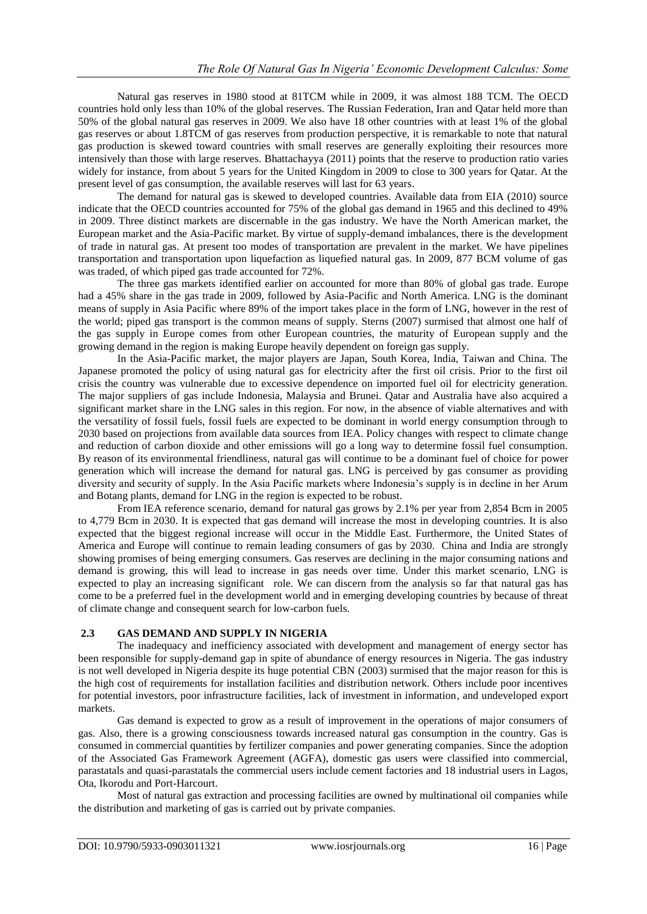Natural gas reserves in 1980 stood at 81TCM while in 2009, it was almost 188 TCM. The OECD countries hold only less than 10% of the global reserves. The Russian Federation, Iran and Qatar held more than 50% of the global natural gas reserves in 2009. We also have 18 other countries with at least 1% of the global gas reserves or about 1.8TCM of gas reserves from production perspective, it is remarkable to note that natural gas production is skewed toward countries with small reserves are generally exploiting their resources more intensively than those with large reserves. Bhattachayya (2011) points that the reserve to production ratio varies widely for instance, from about 5 years for the United Kingdom in 2009 to close to 300 years for Qatar. At the present level of gas consumption, the available reserves will last for 63 years.

The demand for natural gas is skewed to developed countries. Available data from EIA (2010) source indicate that the OECD countries accounted for 75% of the global gas demand in 1965 and this declined to 49% in 2009. Three distinct markets are discernable in the gas industry. We have the North American market, the European market and the Asia-Pacific market. By virtue of supply-demand imbalances, there is the development of trade in natural gas. At present too modes of transportation are prevalent in the market. We have pipelines transportation and transportation upon liquefaction as liquefied natural gas. In 2009, 877 BCM volume of gas was traded, of which piped gas trade accounted for 72%.

The three gas markets identified earlier on accounted for more than 80% of global gas trade. Europe had a 45% share in the gas trade in 2009, followed by Asia-Pacific and North America. LNG is the dominant means of supply in Asia Pacific where 89% of the import takes place in the form of LNG, however in the rest of the world; piped gas transport is the common means of supply. Sterns (2007) surmised that almost one half of the gas supply in Europe comes from other European countries, the maturity of European supply and the growing demand in the region is making Europe heavily dependent on foreign gas supply.

In the Asia-Pacific market, the major players are Japan, South Korea, India, Taiwan and China. The Japanese promoted the policy of using natural gas for electricity after the first oil crisis. Prior to the first oil crisis the country was vulnerable due to excessive dependence on imported fuel oil for electricity generation. The major suppliers of gas include Indonesia, Malaysia and Brunei. Qatar and Australia have also acquired a significant market share in the LNG sales in this region. For now, in the absence of viable alternatives and with the versatility of fossil fuels, fossil fuels are expected to be dominant in world energy consumption through to 2030 based on projections from available data sources from IEA. Policy changes with respect to climate change and reduction of carbon dioxide and other emissions will go a long way to determine fossil fuel consumption. By reason of its environmental friendliness, natural gas will continue to be a dominant fuel of choice for power generation which will increase the demand for natural gas. LNG is perceived by gas consumer as providing diversity and security of supply. In the Asia Pacific markets where Indonesia's supply is in decline in her Arum and Botang plants, demand for LNG in the region is expected to be robust.

From IEA reference scenario, demand for natural gas grows by 2.1% per year from 2,854 Bcm in 2005 to 4,779 Bcm in 2030. It is expected that gas demand will increase the most in developing countries. It is also expected that the biggest regional increase will occur in the Middle East. Furthermore, the United States of America and Europe will continue to remain leading consumers of gas by 2030. China and India are strongly showing promises of being emerging consumers. Gas reserves are declining in the major consuming nations and demand is growing, this will lead to increase in gas needs over time. Under this market scenario, LNG is expected to play an increasing significant role. We can discern from the analysis so far that natural gas has come to be a preferred fuel in the development world and in emerging developing countries by because of threat of climate change and consequent search for low-carbon fuels.

## 2.3 GAS DEMAND AND SUPPLY IN NIGERIA

The inadequacy and inefficiency associated with development and management of energy sector has been responsible for supply-demand gap in spite of abundance of energy resources in Nigeria. The gas industry is not well developed in Nigeria despite its huge potential CBN (2003) surmised that the major reason for this is the high cost of requirements for installation facilities and distribution network. Others include poor incentives for potential investors, poor infrastructure facilities, lack of investment in information, and undeveloped export markets.

Gas demand is expected to grow as a result of improvement in the operations of major consumers of gas. Also, there is a growing consciousness towards increased natural gas consumption in the country. Gas is consumed in commercial quantities by fertilizer companies and power generating companies. Since the adoption of the Associated Gas Framework Agreement (AGFA), domestic gas users were classified into commercial, parastatals and quasi-parastatals the commercial users include cement factories and 18 industrial users in Lagos, Ota, Ikorodu and Port-Harcourt.

Most of natural gas extraction and processing facilities are owned by multinational oil companies while the distribution and marketing of gas is carried out by private companies.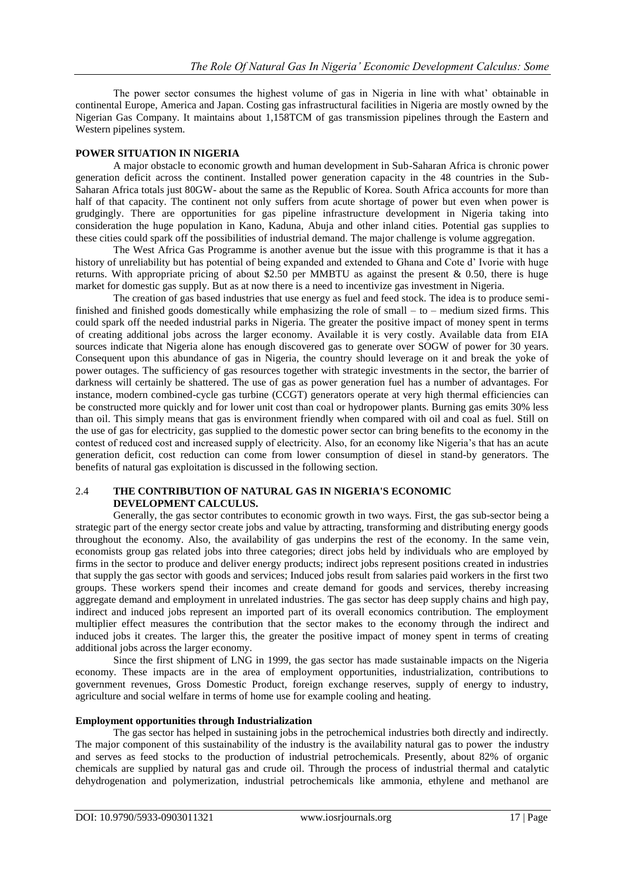The power sector consumes the highest volume of gas in Nigeria in line with what' obtainable in continental Europe, America and Japan. Costing gas infrastructural facilities in Nigeria are mostly owned by the Nigerian Gas Company. It maintains about 1,158TCM of gas transmission pipelines through the Eastern and Western pipelines system.

**POWER SITUATION IN NIGERIA**

A major obstacle to economic growth and human development in Sub-Saharan Africa is chronic power generation deficit across the continent. Installed power generation capacity in the 48 countries in the Sub-Saharan Africa totals just 80GW- about the same as the Republic of Korea. South Africa accounts for more than half of that capacity. The continent not only suffers from acute shortage of power but even when power is grudgingly. There are opportunities for gas pipeline infrastructure development in Nigeria taking into consideration the huge population in Kano, Kaduna, Abuja and other inland cities. Potential gas supplies to these cities could spark off the possibilities of industrial demand. The major challenge is volume aggregation.

The West Africa Gas Programme is another avenue but the issue with this programme is that it has a history of unreliability but has potential of being expanded and extended to Ghana and Cote d' Ivorie with huge returns. With appropriate pricing of about $2.50 per MMBTU as against the present & 0.50, there is huge market for domestic gas supply. But as at now there is a need to incentivize gas investment in Nigeria.

The creation of gas based industries that use energy as fuel and feed stock. The idea is to produce semi-finished and finished goods domestically while emphasizing the role of small – to – medium sized firms. This could spark off the needed industrial parks in Nigeria. The greater the positive impact of money spent in terms of creating additional jobs across the larger economy. Available it is very costly. Available data from EIA sources indicate that Nigeria alone has enough discovered gas to generate over SOGW of power for 30 years. Consequent upon this abundance of gas in Nigeria, the country should leverage on it and break the yoke of power outages. The sufficiency of gas resources together with strategic investments in the sector, the barrier of darkness will certainly be shattered. The use of gas as power generation fuel has a number of advantages. For instance, modern combined-cycle gas turbine (CCGT) generators operate at very high thermal efficiencies can be constructed more quickly and for lower unit cost than coal or hydropower plants. Burning gas emits 30% less than oil. This simply means that gas is environment friendly when compared with oil and coal as fuel. Still on the use of gas for electricity, gas supplied to the domestic power sector can bring benefits to the economy in the contest of reduced cost and increased supply of electricity. Also, for an economy like Nigeria's that has an acute generation deficit, cost reduction can come from lower consumption of diesel in stand-by generators. The benefits of natural gas exploitation is discussed in the following section.

## 2.4 THE CONTRIBUTION OF NATURAL GAS IN NIGERIA'S ECONOMIC DEVELOPMENT CALCULUS.

Generally, the gas sector contributes to economic growth in two ways. First, the gas sub-sector being a strategic part of the energy sector create jobs and value by attracting, transforming and distributing energy goods throughout the economy. Also, the availability of gas underpins the rest of the economy. In the same vein, economists group gas related jobs into three categories; direct jobs held by individuals who are employed by firms in the sector to produce and deliver energy products; indirect jobs represent positions created in industries that supply the gas sector with goods and services; Induced jobs result from salaries paid workers in the first two groups. These workers spend their incomes and create demand for goods and services, thereby increasing aggregate demand and employment in unrelated industries. The gas sector has deep supply chains and high pay, indirect and induced jobs represent an imported part of its overall economics contribution. The employment multiplier effect measures the contribution that the sector makes to the economy through the indirect and induced jobs it creates. The larger this, the greater the positive impact of money spent in terms of creating additional jobs across the larger economy.

Since the first shipment of LNG in 1999, the gas sector has made sustainable impacts on the Nigeria economy. These impacts are in the area of employment opportunities, industrialization, contributions to government revenues, Gross Domestic Product, foreign exchange reserves, supply of energy to industry, agriculture and social welfare in terms of home use for example cooling and heating.

**Employment opportunities through Industrialization**

The gas sector has helped in sustaining jobs in the petrochemical industries both directly and indirectly. The major component of this sustainability of the industry is the availability natural gas to power the industry and serves as feed stocks to the production of industrial petrochemicals. Presently, about 82% of organic chemicals are supplied by natural gas and crude oil. Through the process of industrial thermal and catalytic dehydrogenation and polymerization, industrial petrochemicals like ammonia, ethylene and methanol are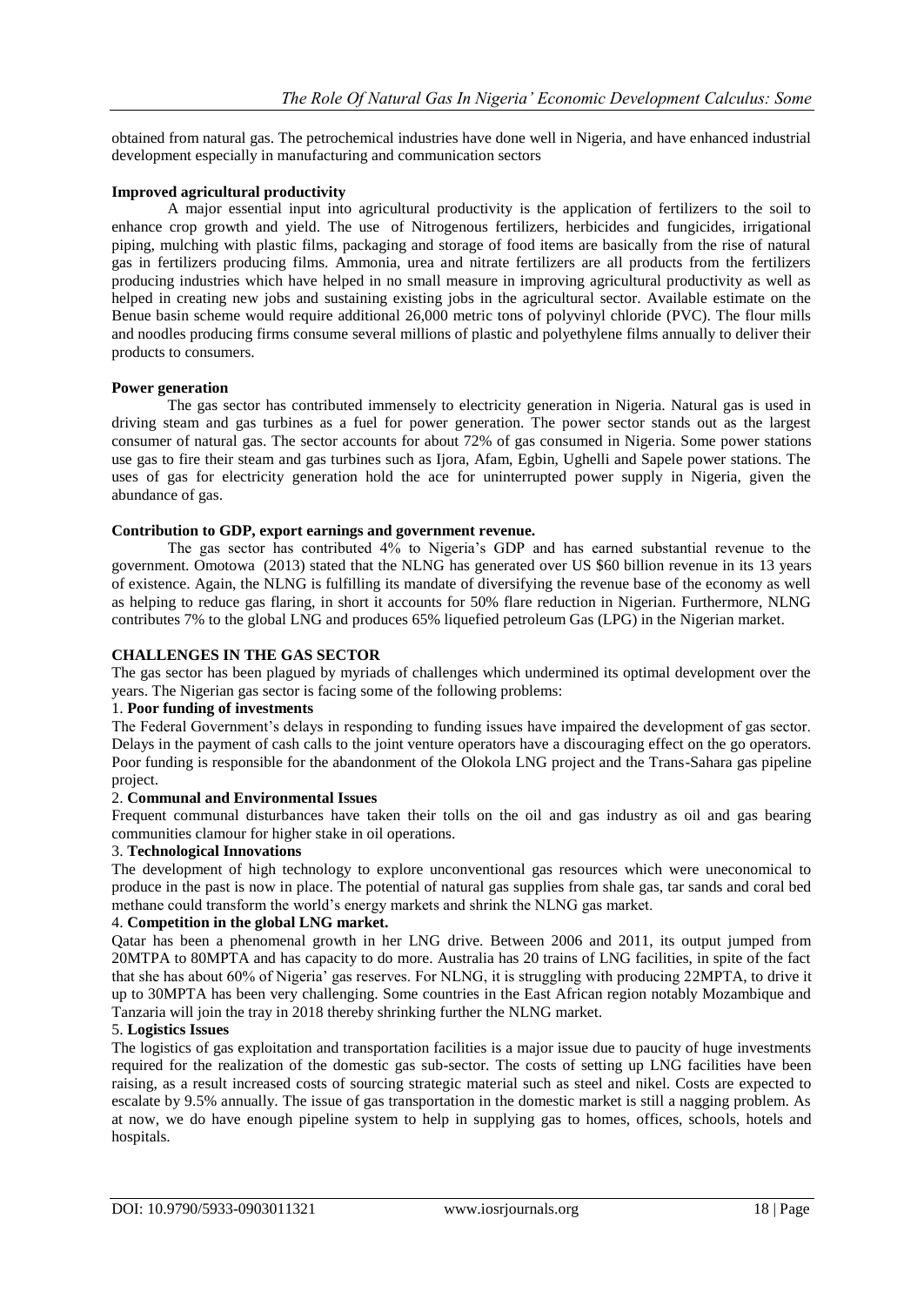obtained from natural gas. The petrochemical industries have done well in Nigeria, and have enhanced industrial development especially in manufacturing and communication sectors

**Improved agricultural productivity**

A major essential input into agricultural productivity is the application of fertilizers to the soil to enhance crop growth and yield. The use of Nitrogenous fertilizers, herbicides and fungicides, irrigational piping, mulching with plastic films, packaging and storage of food items are basically from the rise of natural gas in fertilizers producing films. Ammonia, urea and nitrate fertilizers are all products from the fertilizers producing industries which have helped in no small measure in improving agricultural productivity as well as helped in creating new jobs and sustaining existing jobs in the agricultural sector. Available estimate on the Benue basin scheme would require additional 26,000 metric tons of polyvinyl chloride (PVC). The flour mills and noodles producing firms consume several millions of plastic and polyethylene films annually to deliver their products to consumers.

**Power generation**

The gas sector has contributed immensely to electricity generation in Nigeria. Natural gas is used in driving steam and gas turbines as a fuel for power generation. The power sector stands out as the largest consumer of natural gas. The sector accounts for about 72% of gas consumed in Nigeria. Some power stations use gas to fire their steam and gas turbines such as Ijora, Afam, Egbin, Ughelli and Sapele power stations. The uses of gas for electricity generation hold the ace for uninterrupted power supply in Nigeria, given the abundance of gas.

**Contribution to GDP, export earnings and government revenue.**

The gas sector has contributed 4% to Nigeria's GDP and has earned substantial revenue to the government. Omotowa (2013) stated that the NLNG has generated over US $60 billion revenue in its 13 years of existence. Again, the NLNG is fulfilling its mandate of diversifying the revenue base of the economy as well as helping to reduce gas flaring, in short it accounts for 50% flare reduction in Nigerian. Furthermore, NLNG contributes 7% to the global LNG and produces 65% liquefied petroleum Gas (LPG) in the Nigerian market.

**CHALLENGES IN THE GAS SECTOR**

The gas sector has been plagued by myriads of challenges which undermined its optimal development over the years. The Nigerian gas sector is facing some of the following problems:

1. **Poor funding of investments**

The Federal Government's delays in responding to funding issues have impaired the development of gas sector. Delays in the payment of cash calls to the joint venture operators have a discouraging effect on the go operators. Poor funding is responsible for the abandonment of the Olokola LNG project and the Trans-Sahara gas pipeline project.

2. **Communal and Environmental Issues**

Frequent communal disturbances have taken their tolls on the oil and gas industry as oil and gas bearing communities clamour for higher stake in oil operations.

3. **Technological Innovations**

The development of high technology to explore unconventional gas resources which were uneconomical to produce in the past is now in place. The potential of natural gas supplies from shale gas, tar sands and coral bed methane could transform the world's energy markets and shrink the NLNG gas market.

4. **Competition in the global LNG market.**

Qatar has been a phenomenal growth in her LNG drive. Between 2006 and 2011, its output jumped from 20MTPA to 80MPTA and has capacity to do more. Australia has 20 trains of LNG facilities, in spite of the fact that she has about 60% of Nigeria' gas reserves. For NLNG, it is struggling with producing 22MPTA, to drive it up to 30MPTA has been very challenging. Some countries in the East African region notably Mozambique and Tanzaria will join the tray in 2018 thereby shrinking further the NLNG market.

5. **Logistics Issues**

The logistics of gas exploitation and transportation facilities is a major issue due to paucity of huge investments required for the realization of the domestic gas sub-sector. The costs of setting up LNG facilities have been raising, as a result increased costs of sourcing strategic material such as steel and nikel. Costs are expected to escalate by 9.5% annually. The issue of gas transportation in the domestic market is still a nagging problem. As at now, we do have enough pipeline system to help in supplying gas to homes, offices, schools, hotels and hospitals.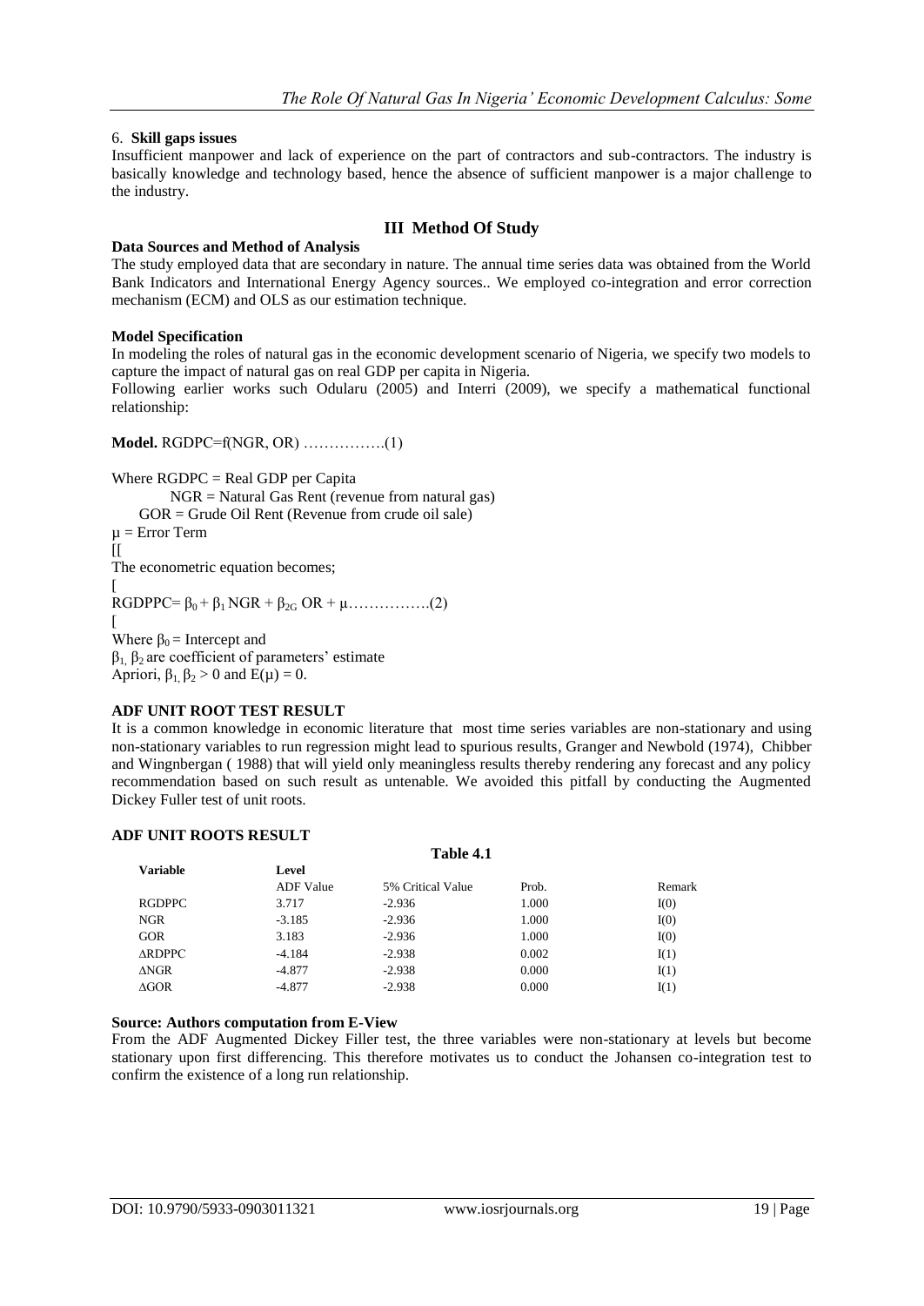6. **Skill gaps issues**

Insufficient manpower and lack of experience on the part of contractors and sub-contractors. The industry is basically knowledge and technology based, hence the absence of sufficient manpower is a major challenge to the industry.

## III Method Of Study

**Data Sources and Method of Analysis**

The study employed data that are secondary in nature. The annual time series data was obtained from the World Bank Indicators and International Energy Agency sources.. We employed co-integration and error correction mechanism (ECM) and OLS as our estimation technique.

**Model Specification**

In modeling the roles of natural gas in the economic development scenario of Nigeria, we specify two models to capture the impact of natural gas on real GDP per capita in Nigeria.

Following earlier works such Odularu (2005) and Interri (2009), we specify a mathematical functional relationship:

**Model.** RGDPC=f(NGR, OR) …………….(1)

Where RGDPC = Real GDP per Capita

NGR = Natural Gas Rent (revenue from natural gas)

GOR = Grude Oil Rent (Revenue from crude oil sale)

$\mu$ = Error Term

[[

The econometric equation becomes;

[

RGDPPC= $\beta_0 + \beta_1$ NGR + $\beta_{2G}$ OR + $\mu$…………….(2)

[

Where $\beta_0$ = Intercept and

$\beta_1, \beta_2$ are coefficient of parameters' estimate

Apriori, $\beta_1, \beta_2 > 0$ and $E(\mu) = 0$.

**ADF UNIT ROOT TEST RESULT**

It is a common knowledge in economic literature that most time series variables are non-stationary and using non-stationary variables to run regression might lead to spurious results, Granger and Newbold (1974), Chibber and Wingnbergan ( 1988) that will yield only meaningless results thereby rendering any forecast and any policy recommendation based on such result as untenable. We avoided this pitfall by conducting the Augmented Dickey Fuller test of unit roots.

**ADF UNIT ROOTS RESULT**

**Table 4.1**

| Variable | Level | | | |
|---|---|---|---|---|
| | ADF Value | 5% Critical Value | Prob. | Remark |
| RGDPPC | 3.717 | -2.936 | 1.000 | I(0) |
| NGR | -3.185 | -2.936 | 1.000 | I(0) |
| GOR | 3.183 | -2.936 | 1.000 | I(0) |
| ΔRDPPC | -4.184 | -2.938 | 0.002 | I(1) |
| ΔNGR | -4.877 | -2.938 | 0.000 | I(1) |
| ΔGOR | -4.877 | -2.938 | 0.000 | I(1) |

**Source: Authors computation from E-View**

From the ADF Augmented Dickey Filler test, the three variables were non-stationary at levels but become stationary upon first differencing. This therefore motivates us to conduct the Johansen co-integration test to confirm the existence of a long run relationship.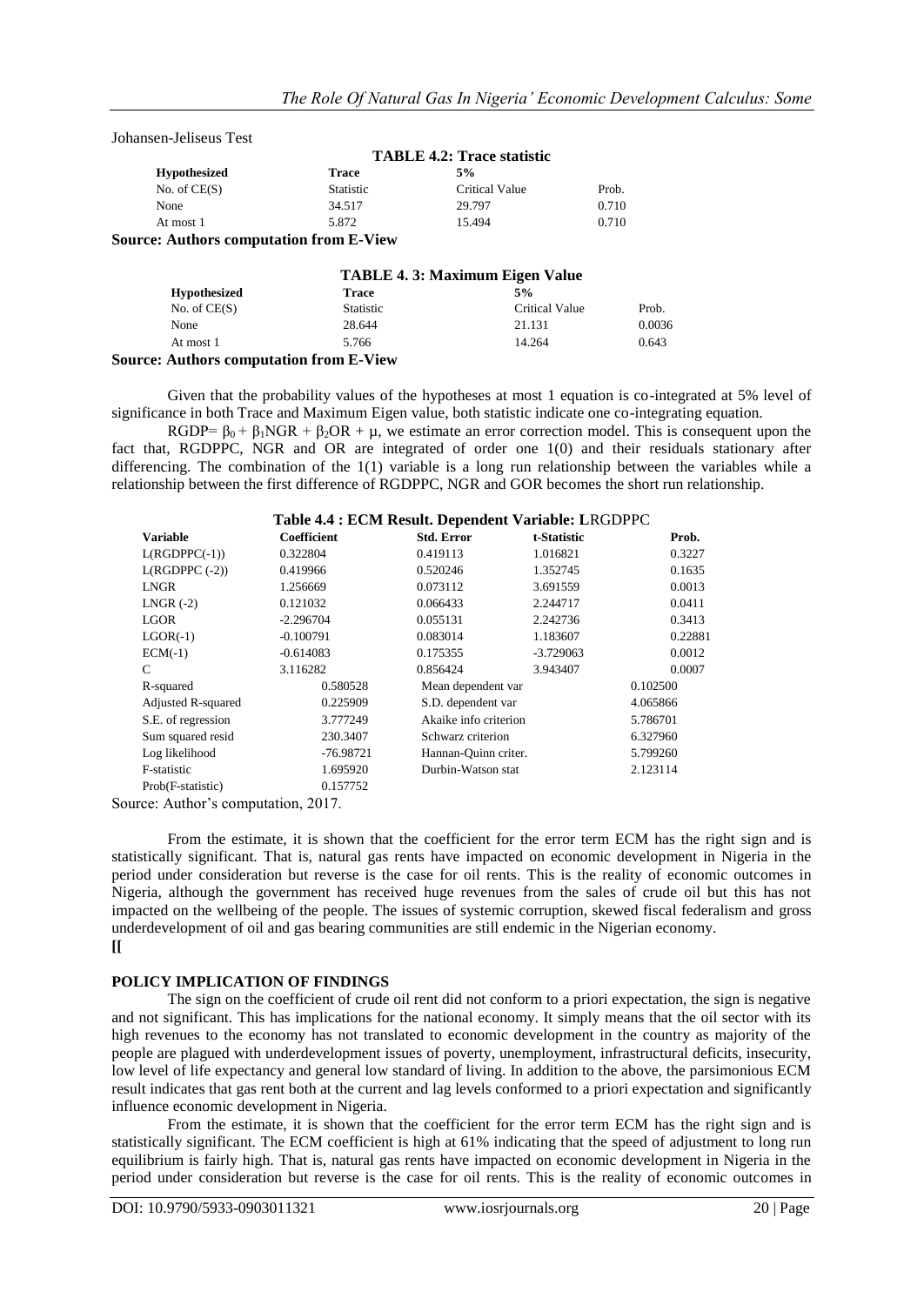Johansen-Jeliseus Test

**TABLE 4.2: Trace statistic**

| Hypothesized No. of CE(S) | Trace Statistic | 5% Critical Value | Prob. |
|---|---|---|---|
| None | 34.517 | 29.797 | 0.710 |
| At most 1 | 5.872 | 15.494 | 0.710 |

**Source: Authors computation from E-View**

**TABLE 4. 3: Maximum Eigen Value**

| Hypothesized No. of CE(S) | Trace Statistic | 5% Critical Value | Prob. |
|---|---|---|---|
| None | 28.644 | 21.131 | 0.0036 |
| At most 1 | 5.766 | 14.264 | 0.643 |

**Source: Authors computation from E-View**

Given that the probability values of the hypotheses at most 1 equation is co-integrated at 5% level of significance in both Trace and Maximum Eigen value, both statistic indicate one co-integrating equation.

RGDP= $\beta_0 + \beta_1$NGR + $\beta_2$OR + $\mu$, we estimate an error correction model. This is consequent upon the fact that, RGDPPC, NGR and OR are integrated of order one 1(0) and their residuals stationary after differencing. The combination of the 1(1) variable is a long run relationship between the variables while a relationship between the first difference of RGDPPC, NGR and GOR becomes the short run relationship.

**Table 4.4 : ECM Result. Dependent Variable: L**RGDPPC

| Variable | Coefficient | Std. Error | t-Statistic | Prob. |
|---|---|---|---|---|
| L(RGDPPC(-1)) | 0.322804 | 0.419113 | 1.016821 | 0.3227 |
| L(RGDPPC (-2)) | 0.419966 | 0.520246 | 1.352745 | 0.1635 |
| LNGR | 1.256669 | 0.073112 | 3.691559 | 0.0013 |
| LNGR (-2) | 0.121032 | 0.066433 | 2.244717 | 0.0411 |
| LGOR | -2.296704 | 0.055131 | 2.242736 | 0.3413 |
| LGOR(-1) | -0.100791 | 0.083014 | 1.183607 | 0.22881 |
| ECM(-1) | -0.614083 | 0.175355 | -3.729063 | 0.0012 |
| C | 3.116282 | 0.856424 | 3.943407 | 0.0007 |
| R-squared | 0.580528 | Mean dependent var | | 0.102500 |
| Adjusted R-squared | 0.225909 | S.D. dependent var | | 4.065866 |
| S.E. of regression | 3.777249 | Akaike info criterion | | 5.786701 |
| Sum squared resid | 230.3407 | Schwarz criterion | | 6.327960 |
| Log likelihood | -76.98721 | Hannan-Quinn criter. | | 5.799260 |
| F-statistic | 1.695920 | Durbin-Watson stat | | 2.123114 |
| Prob(F-statistic) | 0.157752 | | | |

Source: Author's computation, 2017.

From the estimate, it is shown that the coefficient for the error term ECM has the right sign and is statistically significant. That is, natural gas rents have impacted on economic development in Nigeria in the period under consideration but reverse is the case for oil rents. This is the reality of economic outcomes in Nigeria, although the government has received huge revenues from the sales of crude oil but this has not impacted on the wellbeing of the people. The issues of systemic corruption, skewed fiscal federalism and gross underdevelopment of oil and gas bearing communities are still endemic in the Nigerian economy.

[[

## POLICY IMPLICATION OF FINDINGS

The sign on the coefficient of crude oil rent did not conform to a priori expectation, the sign is negative and not significant. This has implications for the national economy. It simply means that the oil sector with its high revenues to the economy has not translated to economic development in the country as majority of the people are plagued with underdevelopment issues of poverty, unemployment, infrastructural deficits, insecurity, low level of life expectancy and general low standard of living. In addition to the above, the parsimonious ECM result indicates that gas rent both at the current and lag levels conformed to a priori expectation and significantly influence economic development in Nigeria.

From the estimate, it is shown that the coefficient for the error term ECM has the right sign and is statistically significant. The ECM coefficient is high at 61% indicating that the speed of adjustment to long run equilibrium is fairly high. That is, natural gas rents have impacted on economic development in Nigeria in the period under consideration but reverse is the case for oil rents. This is the reality of economic outcomes in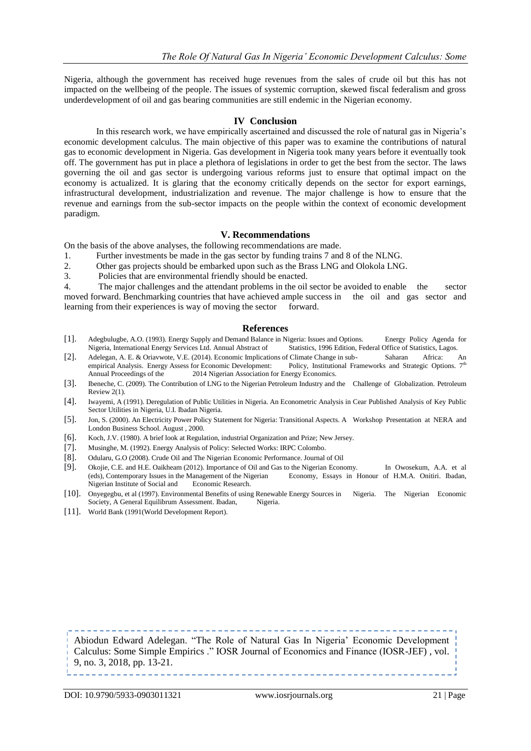Nigeria, although the government has received huge revenues from the sales of crude oil but this has not impacted on the wellbeing of the people. The issues of systemic corruption, skewed fiscal federalism and gross underdevelopment of oil and gas bearing communities are still endemic in the Nigerian economy.

## IV Conclusion

In this research work, we have empirically ascertained and discussed the role of natural gas in Nigeria's economic development calculus. The main objective of this paper was to examine the contributions of natural gas to economic development in Nigeria. Gas development in Nigeria took many years before it eventually took off. The government has put in place a plethora of legislations in order to get the best from the sector. The laws governing the oil and gas sector is undergoing various reforms just to ensure that optimal impact on the economy is actualized. It is glaring that the economy critically depends on the sector for export earnings, infrastructural development, industrialization and revenue. The major challenge is how to ensure that the revenue and earnings from the sub-sector impacts on the people within the context of economic development paradigm.

## V. Recommendations

On the basis of the above analyses, the following recommendations are made.

1. Further investments be made in the gas sector by funding trains 7 and 8 of the NLNG.
2. Other gas projects should be embarked upon such as the Brass LNG and Olokola LNG.
3. Policies that are environmental friendly should be enacted.
4. The major challenges and the attendant problems in the oil sector be avoided to enable the sector moved forward. Benchmarking countries that have achieved ample success in the oil and gas sector and learning from their experiences is way of moving the sector forward.

## References

[1]. Adegbulugbe, A.O. (1993). Energy Supply and Demand Balance in Nigeria: Issues and Options. Energy Policy Agenda for Nigeria, International Energy Services Ltd. Annual Abstract of Statistics, 1996 Edition, Federal Office of Statistics, Lagos.

[2]. Adelegan, A. E. & Oriavwote, V.E. (2014). Economic Implications of Climate Change in sub-Saharan Africa: An empirical Analysis. Energy Assess for Economic Development: Policy, Institutional Frameworks and Strategic Options. 7th Annual Proceedings of the 2014 Nigerian Association for Energy Economics.

[3]. Ibeneche, C. (2009). The Contribution of LNG to the Nigerian Petroleum Industry and the Challenge of Globalization. Petroleum Review 2(1).

[4]. Iwayemi, A (1991). Deregulation of Public Utilities in Nigeria. An Econometric Analysis in Cear Published Analysis of Key Public Sector Utilities in Nigeria, U.I. Ibadan Nigeria.

[5]. Jon, S. (2000). An Electricity Power Policy Statement for Nigeria: Transitional Aspects. A Workshop Presentation at NERA and London Business School. August , 2000.

[6]. Koch, J.V. (1980). A brief look at Regulation, industrial Organization and Prize; New Jersey.

[7]. Musinghe, M. (1992). Energy Analysis of Policy: Selected Works: IRPC Colombo.

[8]. Odularu, G.O (2008). Crude Oil and The Nigerian Economic Performance. Journal of Oil

[9]. Okojie, C.E. and H.E. Oaikheam (2012). Importance of Oil and Gas to the Nigerian Economy. In Owosekum, A.A. et al (eds), Contemporary Issues in the Management of the Nigerian Economy, Essays in Honour of H.M.A. Onitiri. Ibadan, Nigerian Institute of Social and Economic Research.

[10]. Onyegegbu, et al (1997). Environmental Benefits of using Renewable Energy Sources in Nigeria. The Nigerian Economic Society, A General Equilibrum Assessment. Ibadan, Nigeria.

[11]. World Bank (1991(World Development Report).

Abiodun Edward Adelegan. "The Role of Natural Gas In Nigeria' Economic Development Calculus: Some Simple Empirics ." IOSR Journal of Economics and Finance (IOSR-JEF) , vol. 9, no. 3, 2018, pp. 13-21.